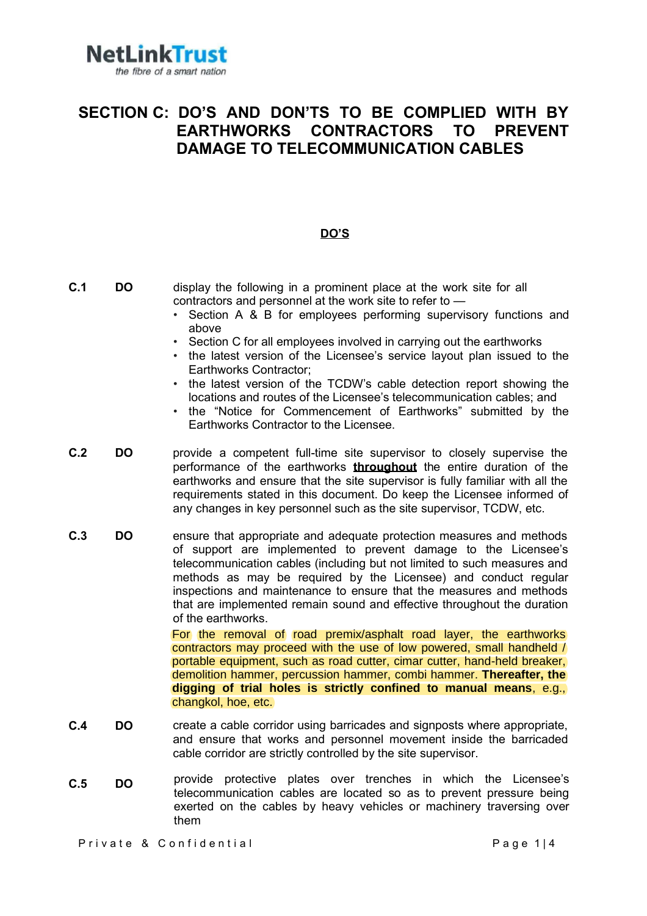NetLinkTrust
*the fibre of a smart nation*

# SECTION C: DO'S AND DON'TS TO BE COMPLIED WITH BY EARTHWORKS CONTRACTORS TO PREVENT DAMAGE TO TELECOMMUNICATION CABLES

## DO'S

**C.1 DO** display the following in a prominent place at the work site for all contractors and personnel at the work site to refer to —

- Section A & B for employees performing supervisory functions and above
- Section C for all employees involved in carrying out the earthworks
- the latest version of the Licensee's service layout plan issued to the Earthworks Contractor;
- the latest version of the TCDW's cable detection report showing the locations and routes of the Licensee's telecommunication cables; and
- the "Notice for Commencement of Earthworks" submitted by the Earthworks Contractor to the Licensee.

**C.2 DO** provide a competent full-time site supervisor to closely supervise the performance of the earthworks **throughout** the entire duration of the earthworks and ensure that the site supervisor is fully familiar with all the requirements stated in this document. Do keep the Licensee informed of any changes in key personnel such as the site supervisor, TCDW, etc.

**C.3 DO** ensure that appropriate and adequate protection measures and methods of support are implemented to prevent damage to the Licensee's telecommunication cables (including but not limited to such measures and methods as may be required by the Licensee) and conduct regular inspections and maintenance to ensure that the measures and methods that are implemented remain sound and effective throughout the duration of the earthworks.

For the removal of road premix/asphalt road layer, the earthworks contractors may proceed with the use of low powered, small handheld / portable equipment, such as road cutter, cimar cutter, hand-held breaker, demolition hammer, percussion hammer, combi hammer. **Thereafter, the digging of trial holes is strictly confined to manual means**, e.g., changkol, hoe, etc.

**C.4 DO** create a cable corridor using barricades and signposts where appropriate, and ensure that works and personnel movement inside the barricaded cable corridor are strictly controlled by the site supervisor.

**C.5 DO** provide protective plates over trenches in which the Licensee's telecommunication cables are located so as to prevent pressure being exerted on the cables by heavy vehicles or machinery traversing over them

Private & Confidential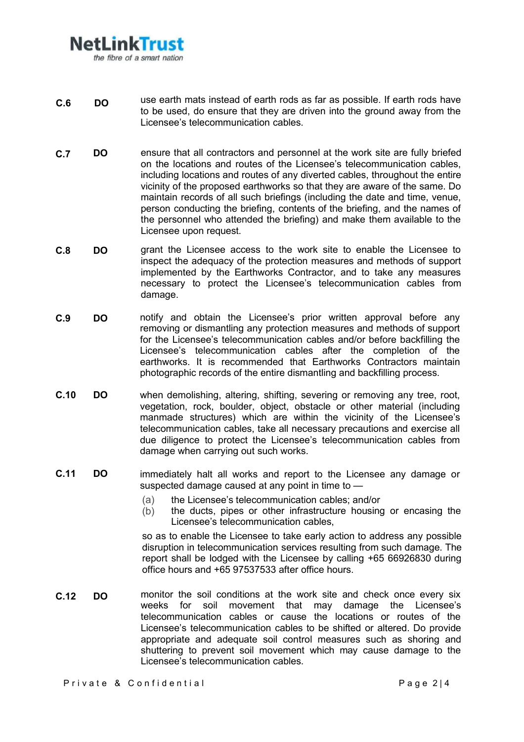**C.6** **DO** use earth mats instead of earth rods as far as possible. If earth rods have to be used, do ensure that they are driven into the ground away from the Licensee's telecommunication cables.

**C.7** **DO** ensure that all contractors and personnel at the work site are fully briefed on the locations and routes of the Licensee's telecommunication cables, including locations and routes of any diverted cables, throughout the entire vicinity of the proposed earthworks so that they are aware of the same. Do maintain records of all such briefings (including the date and time, venue, person conducting the briefing, contents of the briefing, and the names of the personnel who attended the briefing) and make them available to the Licensee upon request.

**C.8** **DO** grant the Licensee access to the work site to enable the Licensee to inspect the adequacy of the protection measures and methods of support implemented by the Earthworks Contractor, and to take any measures necessary to protect the Licensee's telecommunication cables from damage.

**C.9** **DO** notify and obtain the Licensee's prior written approval before any removing or dismantling any protection measures and methods of support for the Licensee's telecommunication cables and/or before backfilling the Licensee's telecommunication cables after the completion of the earthworks. It is recommended that Earthworks Contractors maintain photographic records of the entire dismantling and backfilling process.

**C.10** **DO** when demolishing, altering, shifting, severing or removing any tree, root, vegetation, rock, boulder, object, obstacle or other material (including manmade structures) which are within the vicinity of the Licensee's telecommunication cables, take all necessary precautions and exercise all due diligence to protect the Licensee's telecommunication cables from damage when carrying out such works.

**C.11** **DO** immediately halt all works and report to the Licensee any damage or suspected damage caused at any point in time to —

(a) the Licensee's telecommunication cables; and/or
(b) the ducts, pipes or other infrastructure housing or encasing the Licensee's telecommunication cables,

so as to enable the Licensee to take early action to address any possible disruption in telecommunication services resulting from such damage. The report shall be lodged with the Licensee by calling +65 66926830 during office hours and +65 97537533 after office hours.

**C.12** **DO** monitor the soil conditions at the work site and check once every six weeks for soil movement that may damage the Licensee's telecommunication cables or cause the locations or routes of the Licensee's telecommunication cables to be shifted or altered. Do provide appropriate and adequate soil control measures such as shoring and shuttering to prevent soil movement which may cause damage to the Licensee's telecommunication cables.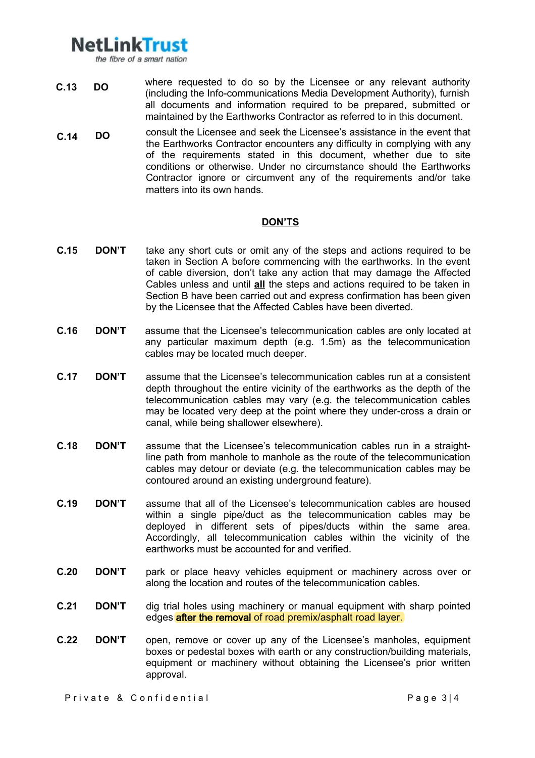**C.13** **DO** where requested to do so by the Licensee or any relevant authority (including the Info-communications Media Development Authority), furnish all documents and information required to be prepared, submitted or maintained by the Earthworks Contractor as referred to in this document.

**C.14** **DO** consult the Licensee and seek the Licensee's assistance in the event that the Earthworks Contractor encounters any difficulty in complying with any of the requirements stated in this document, whether due to site conditions or otherwise. Under no circumstance should the Earthworks Contractor ignore or circumvent any of the requirements and/or take matters into its own hands.

## **DON'TS**

**C.15** **DON'T** take any short cuts or omit any of the steps and actions required to be taken in Section A before commencing with the earthworks. In the event of cable diversion, don't take any action that may damage the Affected Cables unless and until **all** the steps and actions required to be taken in Section B have been carried out and express confirmation has been given by the Licensee that the Affected Cables have been diverted.

**C.16** **DON'T** assume that the Licensee's telecommunication cables are only located at any particular maximum depth (e.g. 1.5m) as the telecommunication cables may be located much deeper.

**C.17** **DON'T** assume that the Licensee's telecommunication cables run at a consistent depth throughout the entire vicinity of the earthworks as the depth of the telecommunication cables may vary (e.g. the telecommunication cables may be located very deep at the point where they under-cross a drain or canal, while being shallower elsewhere).

**C.18** **DON'T** assume that the Licensee's telecommunication cables run in a straight-line path from manhole to manhole as the route of the telecommunication cables may detour or deviate (e.g. the telecommunication cables may be contoured around an existing underground feature).

**C.19** **DON'T** assume that all of the Licensee's telecommunication cables are housed within a single pipe/duct as the telecommunication cables may be deployed in different sets of pipes/ducts within the same area. Accordingly, all telecommunication cables within the vicinity of the earthworks must be accounted for and verified.

**C.20** **DON'T** park or place heavy vehicles equipment or machinery across over or along the location and routes of the telecommunication cables.

**C.21** **DON'T** dig trial holes using machinery or manual equipment with sharp pointed edges **after the removal** of road premix/asphalt road layer.

**C.22** **DON'T** open, remove or cover up any of the Licensee's manholes, equipment boxes or pedestal boxes with earth or any construction/building materials, equipment or machinery without obtaining the Licensee's prior written approval.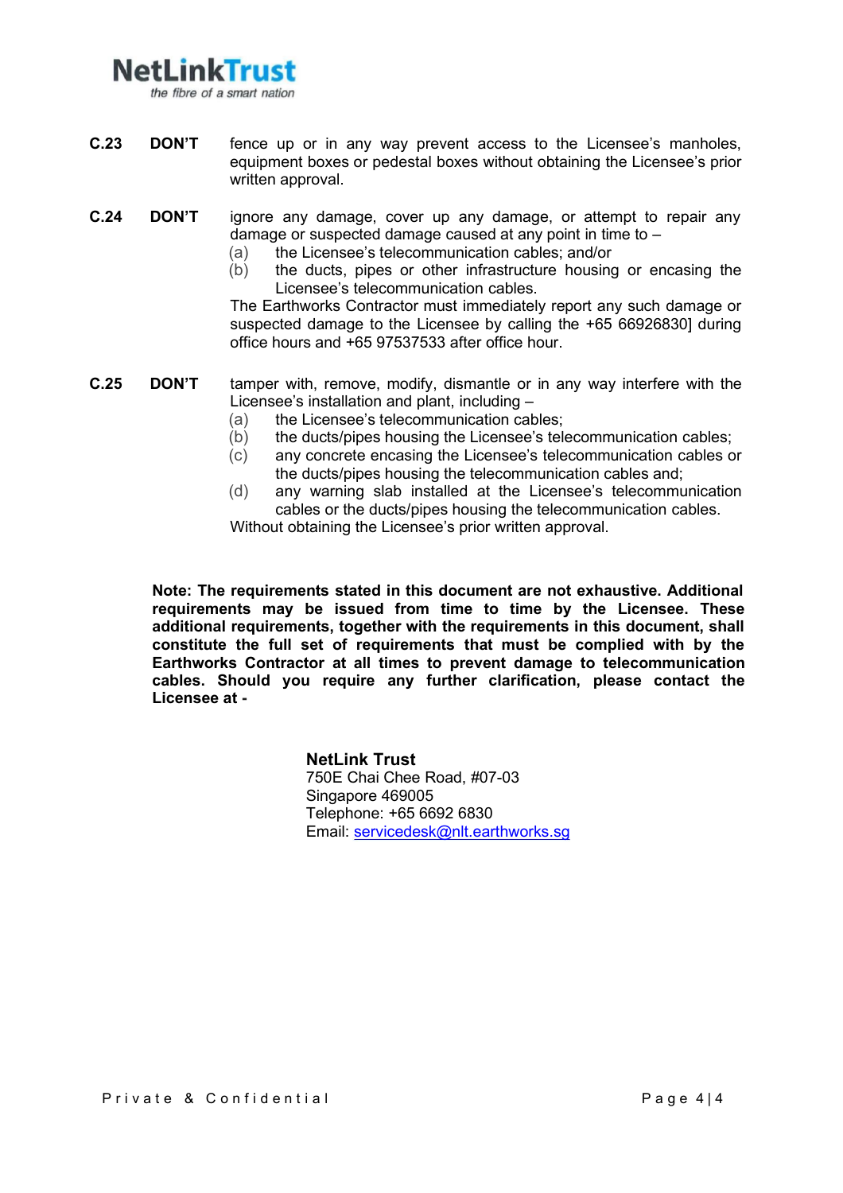**C.23** **DON'T** fence up or in any way prevent access to the Licensee's manholes, equipment boxes or pedestal boxes without obtaining the Licensee's prior written approval.

**C.24** **DON'T** ignore any damage, cover up any damage, or attempt to repair any damage or suspected damage caused at any point in time to –

(a) the Licensee's telecommunication cables; and/or

(b) the ducts, pipes or other infrastructure housing or encasing the Licensee's telecommunication cables.

The Earthworks Contractor must immediately report any such damage or suspected damage to the Licensee by calling the +65 66926830] during office hours and +65 97537533 after office hour.

**C.25** **DON'T** tamper with, remove, modify, dismantle or in any way interfere with the Licensee's installation and plant, including –

(a) the Licensee's telecommunication cables;

(b) the ducts/pipes housing the Licensee's telecommunication cables;

(c) any concrete encasing the Licensee's telecommunication cables or the ducts/pipes housing the telecommunication cables and;

(d) any warning slab installed at the Licensee's telecommunication cables or the ducts/pipes housing the telecommunication cables.

Without obtaining the Licensee's prior written approval.

**Note: The requirements stated in this document are not exhaustive. Additional requirements may be issued from time to time by the Licensee. These additional requirements, together with the requirements in this document, shall constitute the full set of requirements that must be complied with by the Earthworks Contractor at all times to prevent damage to telecommunication cables. Should you require any further clarification, please contact the Licensee at -**

**NetLink Trust**
750E Chai Chee Road, #07-03
Singapore 469005
Telephone: +65 6692 6830
Email: servicedesk@nlt.earthworks.sg